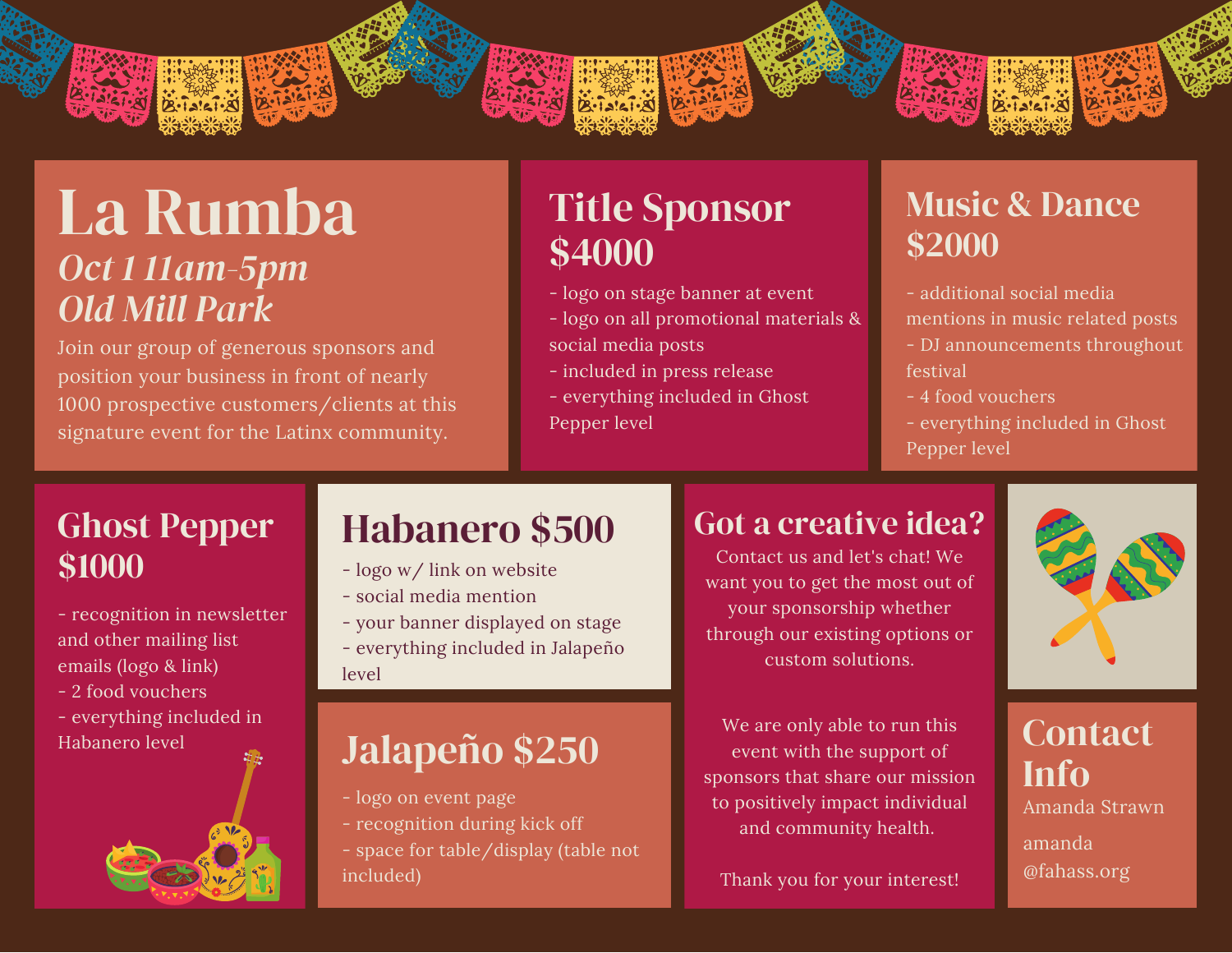# La Rumba

*Oct 1 11am-5pm*
*Old Mill Park*

Join our group of generous sponsors and position your business in front of nearly 1000 prospective customers/clients at this signature event for the Latinx community.

## Title Sponsor $4000

- logo on stage banner at event
- logo on all promotional materials & social media posts
- included in press release
- everything included in Ghost Pepper level

## Music & Dance $2000

- additional social media mentions in music related posts
- DJ announcements throughout festival
- 4 food vouchers
- everything included in Ghost Pepper level

## Ghost Pepper $1000

- recognition in newsletter and other mailing list emails (logo & link)
- 2 food vouchers
- everything included in Habanero level

## Habanero $500

- logo w/ link on website
- social media mention
- your banner displayed on stage
- everything included in Jalapeño level

## Jalapeño $250

- logo on event page
- recognition during kick off
- space for table/display (table not included)

## Got a creative idea?

Contact us and let's chat! We want you to get the most out of your sponsorship whether through our existing options or custom solutions.

We are only able to run this event with the support of sponsors that share our mission to positively impact individual and community health.

Thank you for your interest!

## Contact Info

Amanda Strawn

amanda@fahass.org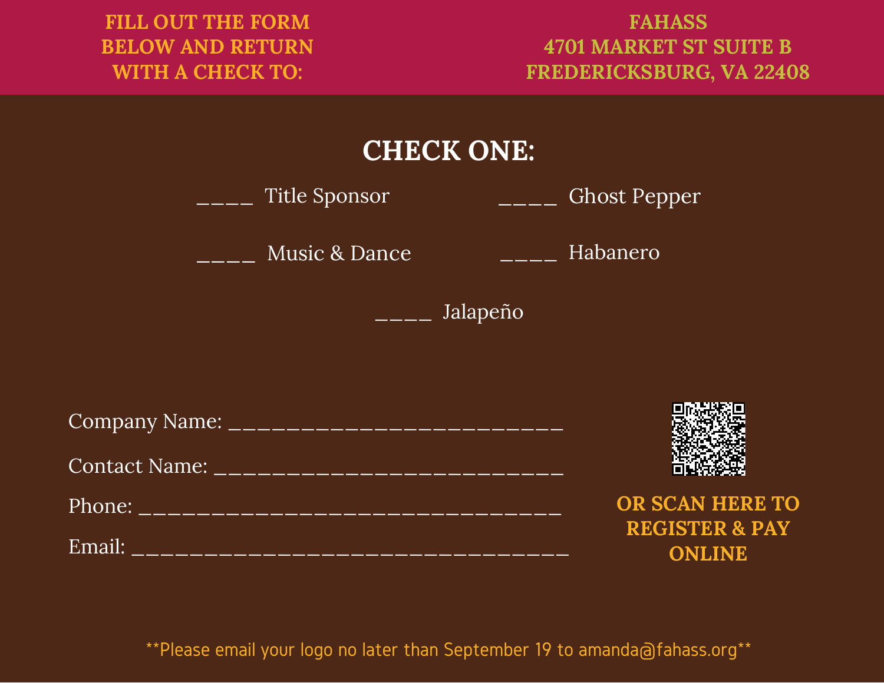FILL OUT THE FORM BELOW AND RETURN WITH A CHECK TO:

FAHASS
4701 MARKET ST SUITE B
FREDERICKSBURG, VA 22408

## CHECK ONE:

____ Title Sponsor

____ Ghost Pepper

____ Music & Dance

____ Habanero

____ Jalapeño

Company Name: ___________________________

Contact Name: ____________________________

Phone: __________________________________

Email: ___________________________________

OR SCAN HERE TO REGISTER & PAY ONLINE

**Please email your logo no later than September 19 to amanda@fahass.org**